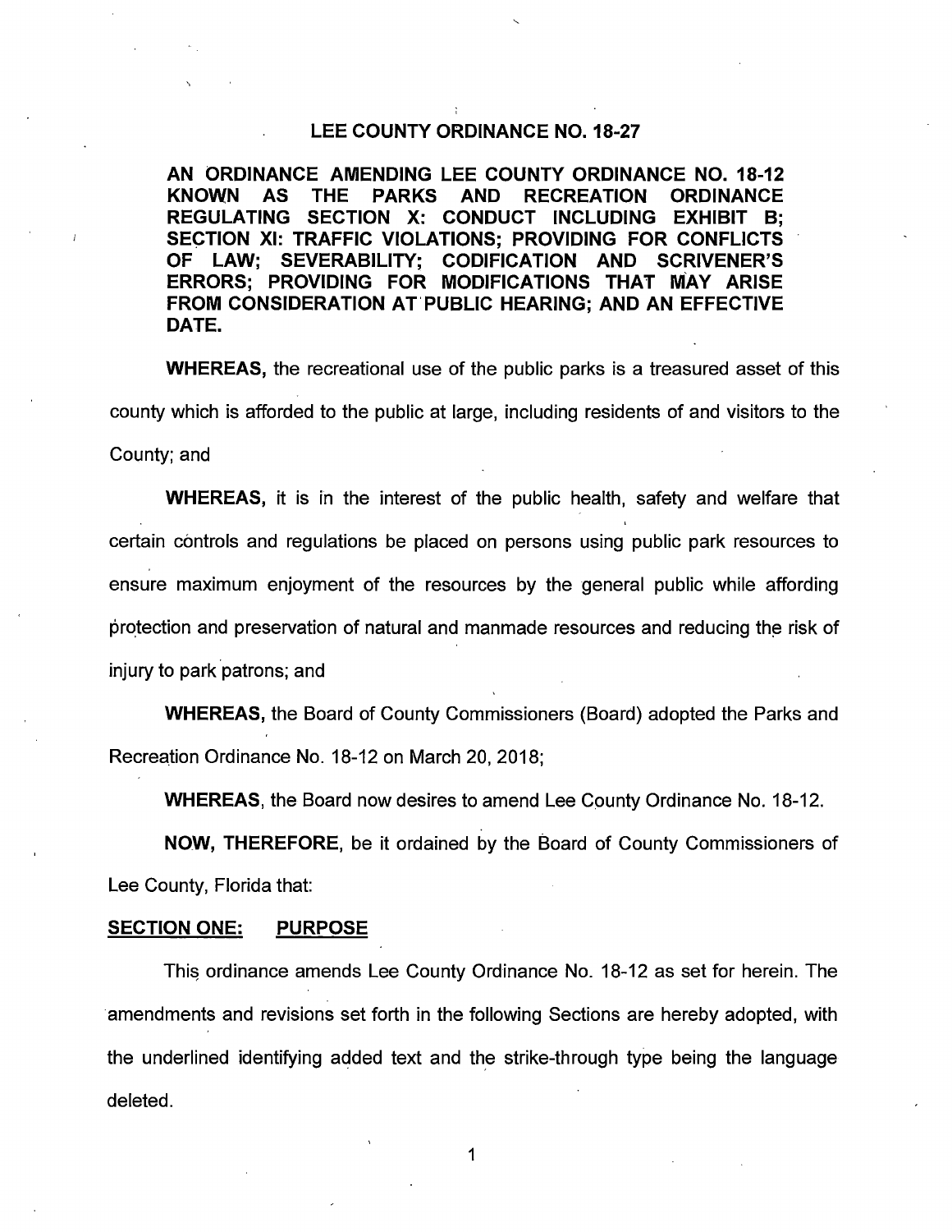# LEE COUNTY ORDINANCE NO. 18-27

**AN ORDINANCE AMENDING LEE COUNTY ORDINANCE NO. 18-12 KNOWN AS THE PARKS AND RECREATION ORDINANCE REGULATING SECTION X: CONDUCT INCLUDING EXHIBIT B; SECTION XI: TRAFFIC VIOLATIONS; PROVIDING FOR CONFLICTS OF LAW; SEVERABILITY; CODIFICATION AND SCRIVENER'S ERRORS; PROVIDING FOR MODIFICATIONS THAT MAY ARISE FROM CONSIDERATION AT PUBLIC HEARING; AND AN EFFECTIVE DATE.**

**WHEREAS,** the recreational use of the public parks is a treasured asset of this county which is afforded to the public at large, including residents of and visitors to the County; and

**WHEREAS,** it is in the interest of the public health, safety and welfare that certain controls and regulations be placed on persons using public park resources to ensure maximum enjoyment of the resources by the general public while affording protection and preservation of natural and manmade resources and reducing the risk of injury to park patrons; and

**WHEREAS,** the Board of County Commissioners (Board) adopted the Parks and Recreation Ordinance No. 18-12 on March 20, 2018;

**WHEREAS**, the Board now desires to amend Lee County Ordinance No. 18-12.

**NOW, THEREFORE**, be it ordained by the Board of County Commissioners of Lee County, Florida that:

## SECTION ONE: PURPOSE

This ordinance amends Lee County Ordinance No. 18-12 as set for herein. The amendments and revisions set forth in the following Sections are hereby adopted, with the underlined identifying added text and the strike-through type being the language deleted.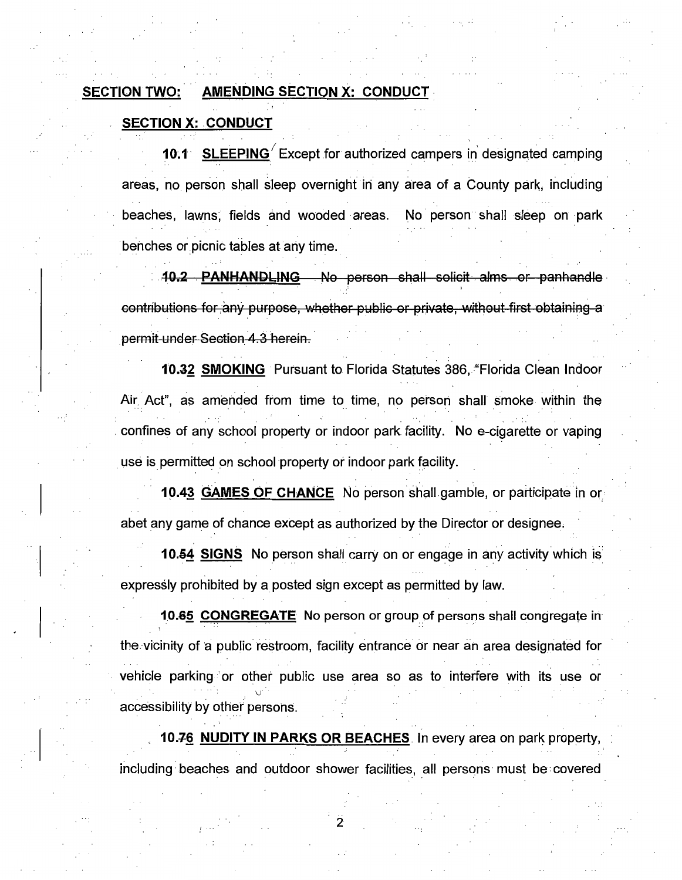**<u>SECTION TWO:</u>** **<u>AMENDING SECTION X: CONDUCT</u>**

**<u>SECTION X: CONDUCT</u>**

**10.1 <u>SLEEPING</u>** Except for authorized campers in designated camping areas, no person shall sleep overnight in any area of a County park, including beaches, lawns, fields and wooded areas. No person shall sleep on park benches or picnic tables at any time.

~~**10.2 PANHANDLING** No person shall solicit alms or panhandle contributions for any purpose, whether public or private, without first obtaining a permit under Section 4.3 herein.~~

**10.~~3~~<u>2</u> <u>SMOKING</u>** Pursuant to Florida Statutes 386, "Florida Clean Indoor Air Act", as amended from time to time, no person shall smoke within the confines of any school property or indoor park facility. No e-cigarette or vaping use is permitted on school property or indoor park facility.

**10.~~4~~<u>3</u> <u>GAMES OF CHANCE</u>** No person shall gamble, or participate in or abet any game of chance except as authorized by the Director or designee.

**10.~~5~~<u>4</u> <u>SIGNS</u>** No person shall carry on or engage in any activity which is expressly prohibited by a posted sign except as permitted by law.

**10.~~6~~<u>5</u> <u>CONGREGATE</u>** No person or group of persons shall congregate in the vicinity of a public restroom, facility entrance or near an area designated for vehicle parking or other public use area so as to interfere with its use or accessibility by other persons.

**10.~~7~~<u>6</u> <u>NUDITY IN PARKS OR BEACHES</u>** In every area on park property, including beaches and outdoor shower facilities, all persons must be covered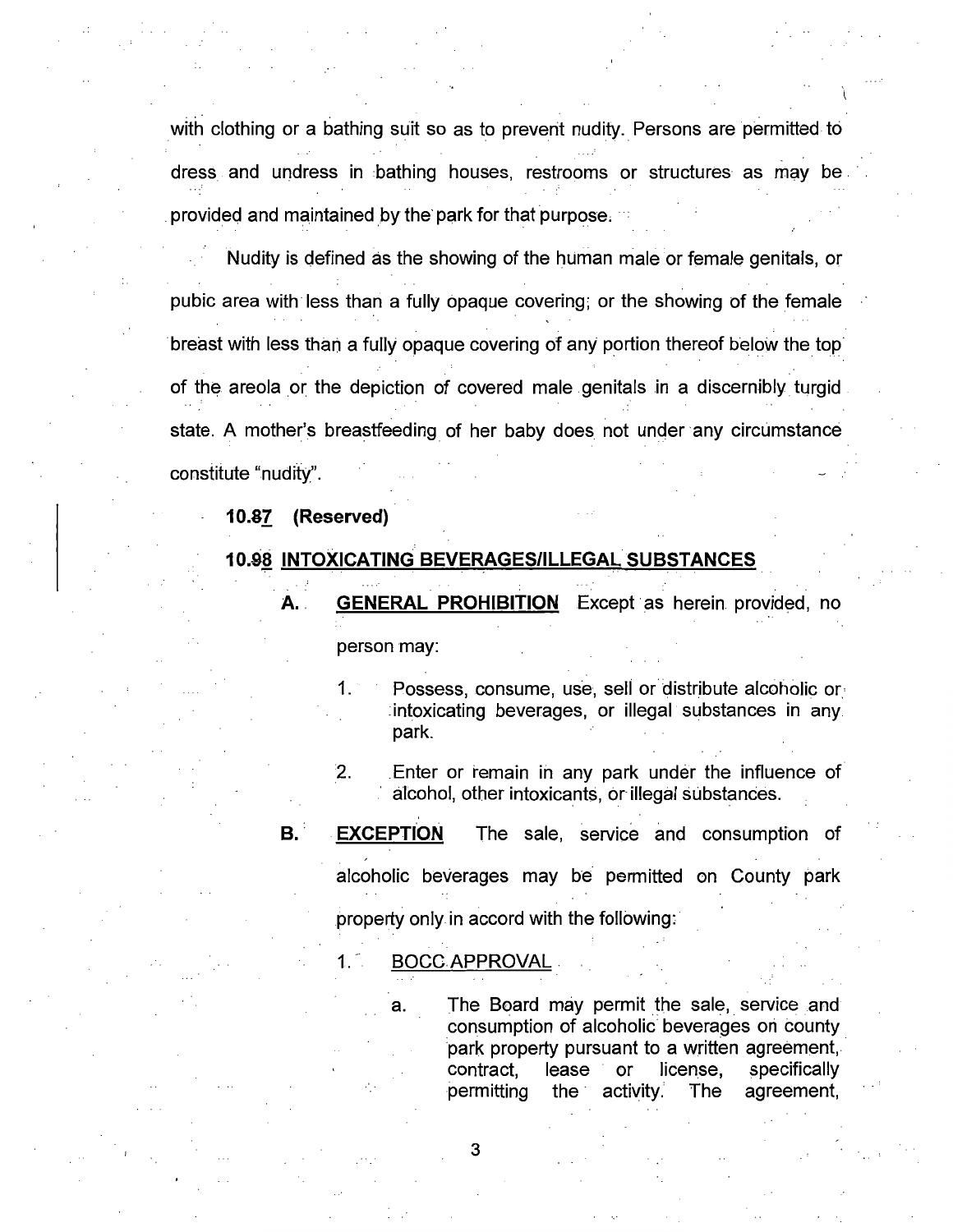with clothing or a bathing suit so as to prevent nudity. Persons are permitted to dress and undress in bathing houses, restrooms or structures as may be provided and maintained by the park for that purpose.

Nudity is defined as the showing of the human male or female genitals, or pubic area with less than a fully opaque covering; or the showing of the female breast with less than a fully opaque covering of any portion thereof below the top of the areola or the depiction of covered male genitals in a discernibly turgid state. A mother's breastfeeding of her baby does not under any circumstance constitute "nudity".

**10.87 (Reserved)**

**10.98 <u>INTOXICATING BEVERAGES/ILLEGAL SUBSTANCES</u>**

**A. <u>GENERAL PROHIBITION</u>** Except as herein provided, no person may:

1. Possess, consume, use, sell or distribute alcoholic or intoxicating beverages, or illegal substances in any park.

2. Enter or remain in any park under the influence of alcohol, other intoxicants, or illegal substances.

**B. <u>EXCEPTION</u>** The sale, service and consumption of alcoholic beverages may be permitted on County park property only in accord with the following:

1. <u>BOCC APPROVAL</u>

   a. The Board may permit the sale, service and consumption of alcoholic beverages on county park property pursuant to a written agreement, contract, lease or license, specifically permitting the activity. The agreement,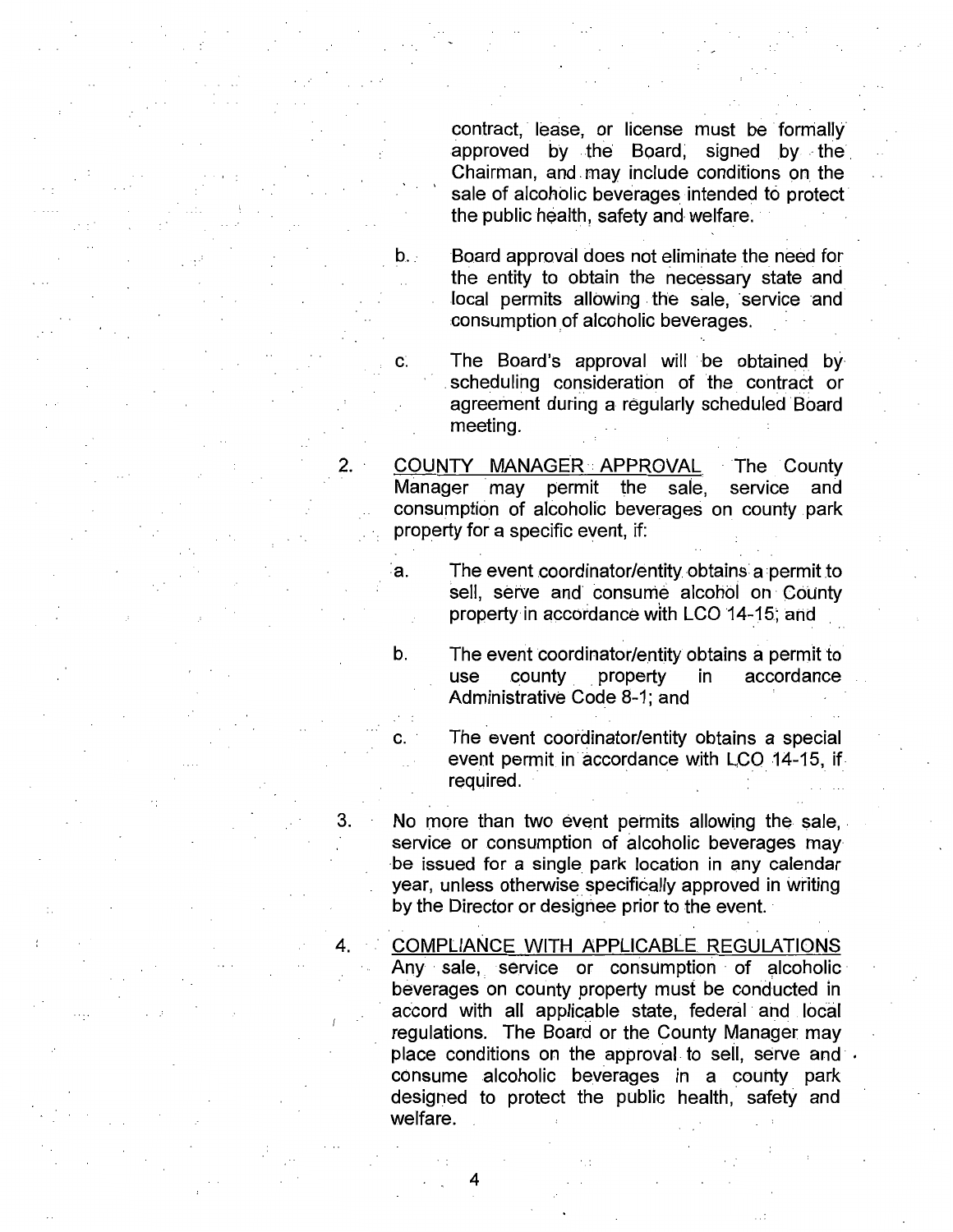contract, lease, or license must be formally approved by the Board, signed by the Chairman, and may include conditions on the sale of alcoholic beverages intended to protect the public health, safety and welfare.

b. Board approval does not eliminate the need for the entity to obtain the necessary state and local permits allowing the sale, service and consumption of alcoholic beverages.

c. The Board's approval will be obtained by scheduling consideration of the contract or agreement during a regularly scheduled Board meeting.

2. <u>COUNTY MANAGER APPROVAL</u> The County Manager may permit the sale, service and consumption of alcoholic beverages on county park property for a specific event, if:

   a. The event coordinator/entity obtains a permit to sell, serve and consume alcohol on County property in accordance with LCO 14-15; and

   b. The event coordinator/entity obtains a permit to use county property in accordance Administrative Code 8-1; and

   c. The event coordinator/entity obtains a special event permit in accordance with LCO 14-15, if required.

3. No more than two event permits allowing the sale, service or consumption of alcoholic beverages may be issued for a single park location in any calendar year, unless otherwise specifically approved in writing by the Director or designee prior to the event.

4. <u>COMPLIANCE WITH APPLICABLE REGULATIONS</u> Any sale, service or consumption of alcoholic beverages on county property must be conducted in accord with all applicable state, federal and local regulations. The Board or the County Manager may place conditions on the approval to sell, serve and consume alcoholic beverages in a county park designed to protect the public health, safety and welfare.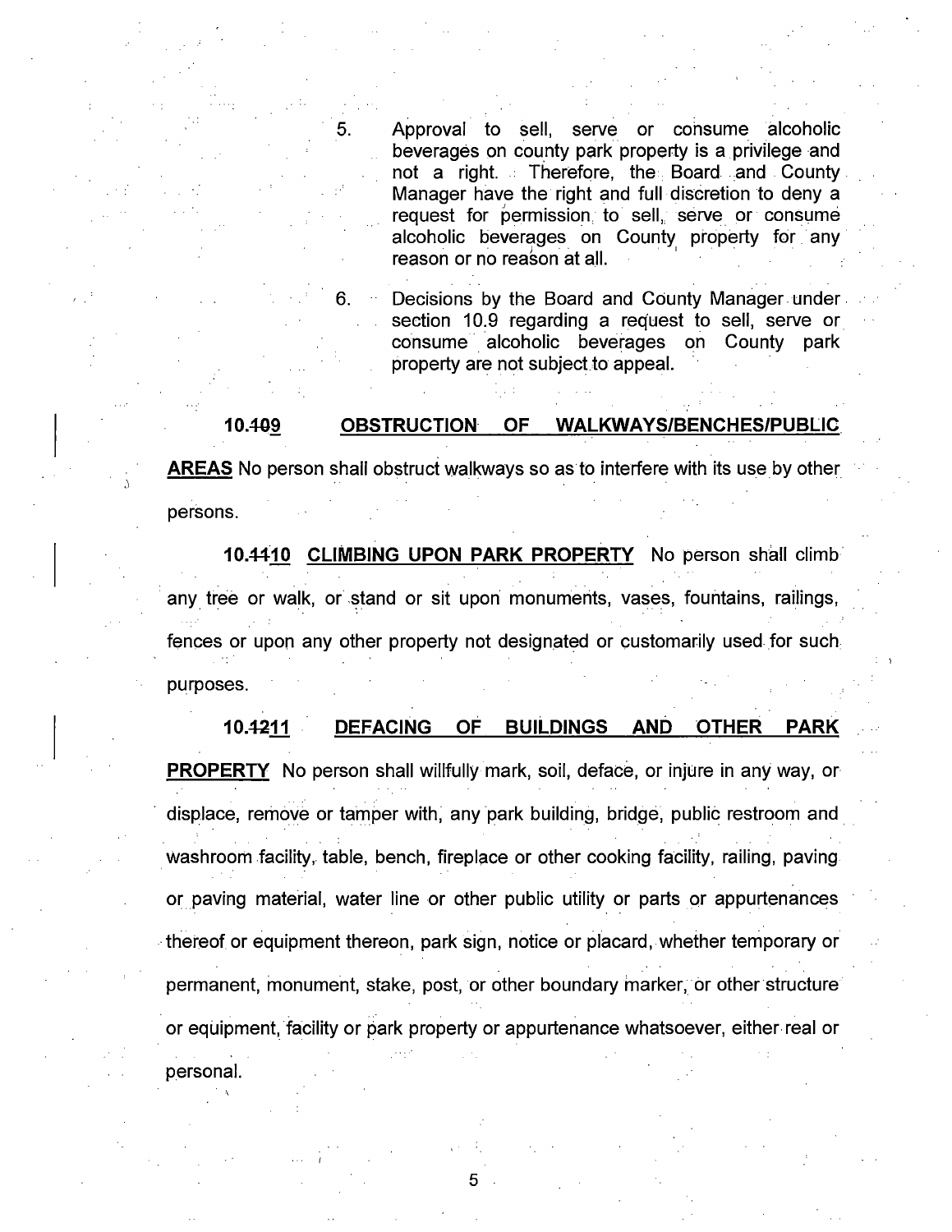5. Approval to sell, serve or consume alcoholic beverages on county park property is a privilege and not a right. Therefore, the Board and County Manager have the right and full discretion to deny a request for permission to sell, serve or consume alcoholic beverages on County property for any reason or no reason at all.

6. Decisions by the Board and County Manager under section 10.9 regarding a request to sell, serve or consume alcoholic beverages on County park property are not subject to appeal.

**10.~~10~~9 <u>OBSTRUCTION OF WALKWAYS/BENCHES/PUBLIC AREAS</u>** No person shall obstruct walkways so as to interfere with its use by other persons.

**10.~~11~~<u>10</u> <u>CLIMBING UPON PARK PROPERTY</u>** No person shall climb any tree or walk, or stand or sit upon monuments, vases, fountains, railings, fences or upon any other property not designated or customarily used for such purposes.

**10.~~12~~<u>11</u> <u>DEFACING OF BUILDINGS AND OTHER PARK PROPERTY</u>** No person shall willfully mark, soil, deface, or injure in any way, or displace, remove or tamper with, any park building, bridge, public restroom and washroom facility, table, bench, fireplace or other cooking facility, railing, paving or paving material, water line or other public utility or parts or appurtenances thereof or equipment thereon, park sign, notice or placard, whether temporary or permanent, monument, stake, post, or other boundary marker, or other structure or equipment, facility or park property or appurtenance whatsoever, either real or personal.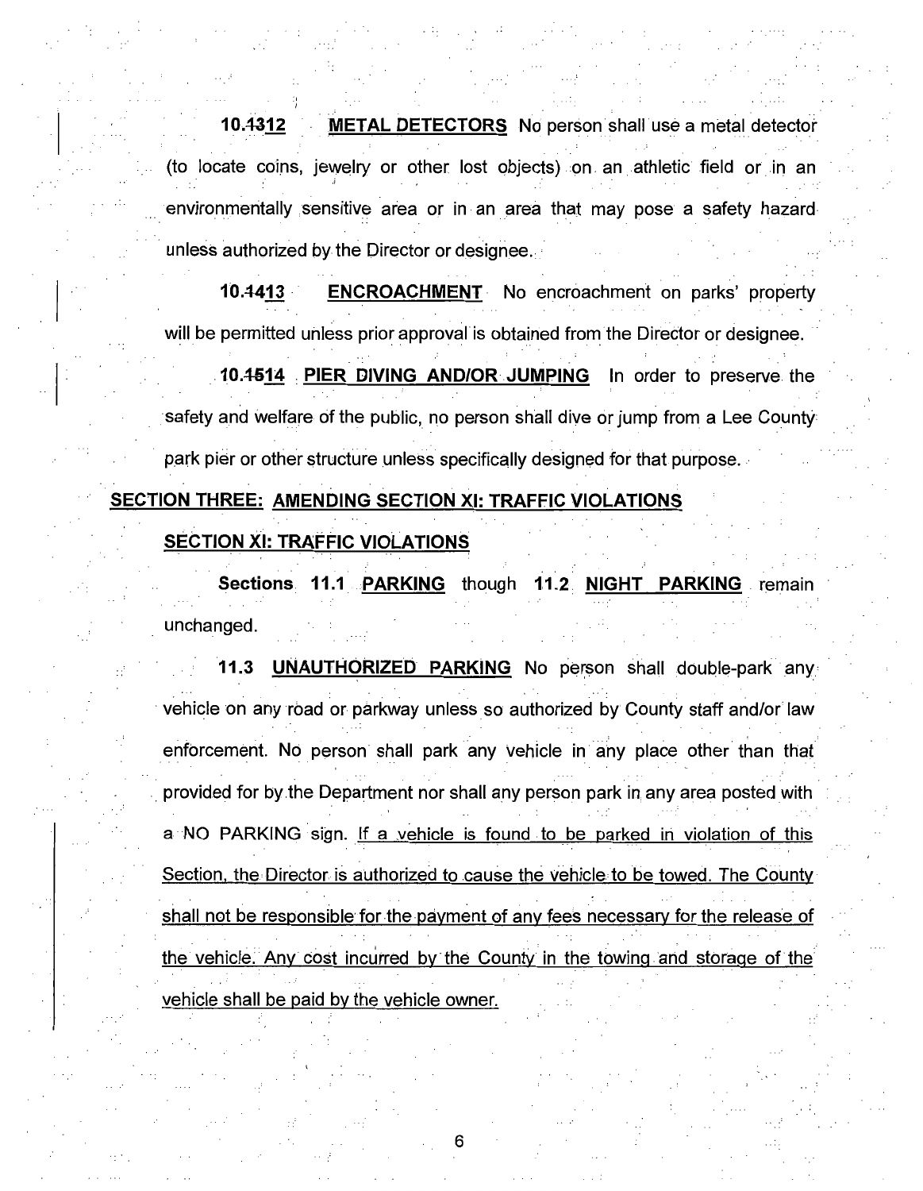**10.~~13~~12 METAL DETECTORS** No person shall use a metal detector (to locate coins, jewelry or other lost objects) on an athletic field or in an environmentally sensitive area or in an area that may pose a safety hazard unless authorized by the Director or designee.

**10.~~14~~13 ENCROACHMENT** No encroachment on parks' property will be permitted unless prior approval is obtained from the Director or designee.

**10.~~15~~14 PIER DIVING AND/OR JUMPING** In order to preserve the safety and welfare of the public, no person shall dive or jump from a Lee County park pier or other structure unless specifically designed for that purpose.

**SECTION THREE: AMENDING SECTION XI: TRAFFIC VIOLATIONS**

**SECTION XI: TRAFFIC VIOLATIONS**

**Sections 11.1 PARKING** though **11.2 NIGHT PARKING** remain unchanged.

**11.3 UNAUTHORIZED PARKING** No person shall double-park any vehicle on any road or parkway unless so authorized by County staff and/or law enforcement. No person shall park any vehicle in any place other than that provided for by the Department nor shall any person park in any area posted with a NO PARKING sign. <u>If a vehicle is found to be parked in violation of this Section, the Director is authorized to cause the vehicle to be towed. The County shall not be responsible for the payment of any fees necessary for the release of the vehicle. Any cost incurred by the County in the towing and storage of the vehicle shall be paid by the vehicle owner.</u>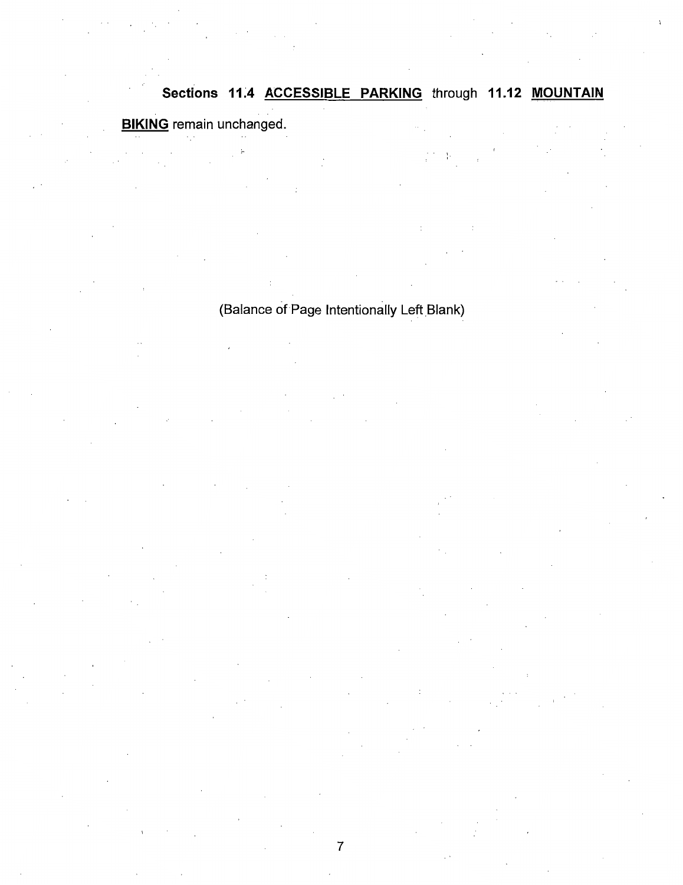**Sections 11.4 ACCESSIBLE PARKING** through **11.12 MOUNTAIN BIKING** remain unchanged.

(Balance of Page Intentionally Left Blank)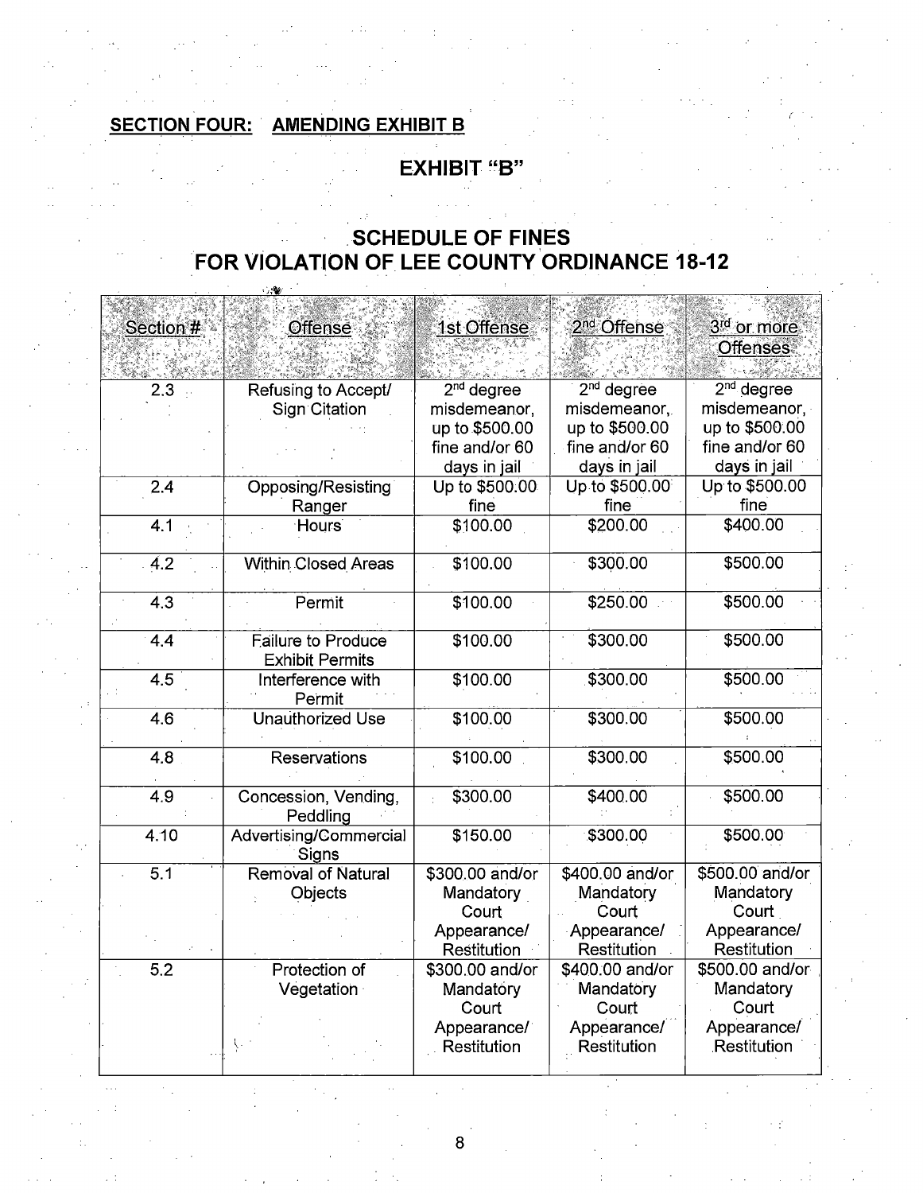## SECTION FOUR: AMENDING EXHIBIT B

# EXHIBIT "B"

## SCHEDULE OF FINES FOR VIOLATION OF LEE COUNTY ORDINANCE 18-12

| Section # | Offense | 1st Offense | 2nd Offense | 3rd or more Offenses |
|---|---|---|---|---|
| 2.3 | Refusing to Accept/ Sign Citation | 2nd degree misdemeanor, up to $500.00 fine and/or 60 days in jail | 2nd degree misdemeanor, up to $500.00 fine and/or 60 days in jail | 2nd degree misdemeanor, up to $500.00 fine and/or 60 days in jail |
| 2.4 | Opposing/Resisting Ranger | Up to $500.00 fine | Up to $500.00 fine | Up to $500.00 fine |
| 4.1 | Hours | $100.00 | $200.00 | $400.00 |
| 4.2 | Within Closed Areas | $100.00 | $300.00 | $500.00 |
| 4.3 | Permit | $100.00 | $250.00 | $500.00 |
| 4.4 | Failure to Produce Exhibit Permits | $100.00 | $300.00 | $500.00 |
| 4.5 | Interference with Permit | $100.00 | $300.00 | $500.00 |
| 4.6 | Unauthorized Use | $100.00 | $300.00 | $500.00 |
| 4.8 | Reservations | $100.00 | $300.00 | $500.00 |
| 4.9 | Concession, Vending, Peddling | $300.00 | $400.00 | $500.00 |
| 4.10 | Advertising/Commercial Signs | $150.00 | $300.00 | $500.00 |
| 5.1 | Removal of Natural Objects | $300.00 and/or Mandatory Court Appearance/ Restitution | $400.00 and/or Mandatory Court Appearance/ Restitution | $500.00 and/or Mandatory Court Appearance/ Restitution |
| 5.2 | Protection of Vegetation | $300.00 and/or Mandatory Court Appearance/ Restitution | $400.00 and/or Mandatory Court Appearance/ Restitution | $500.00 and/or Mandatory Court Appearance/ Restitution |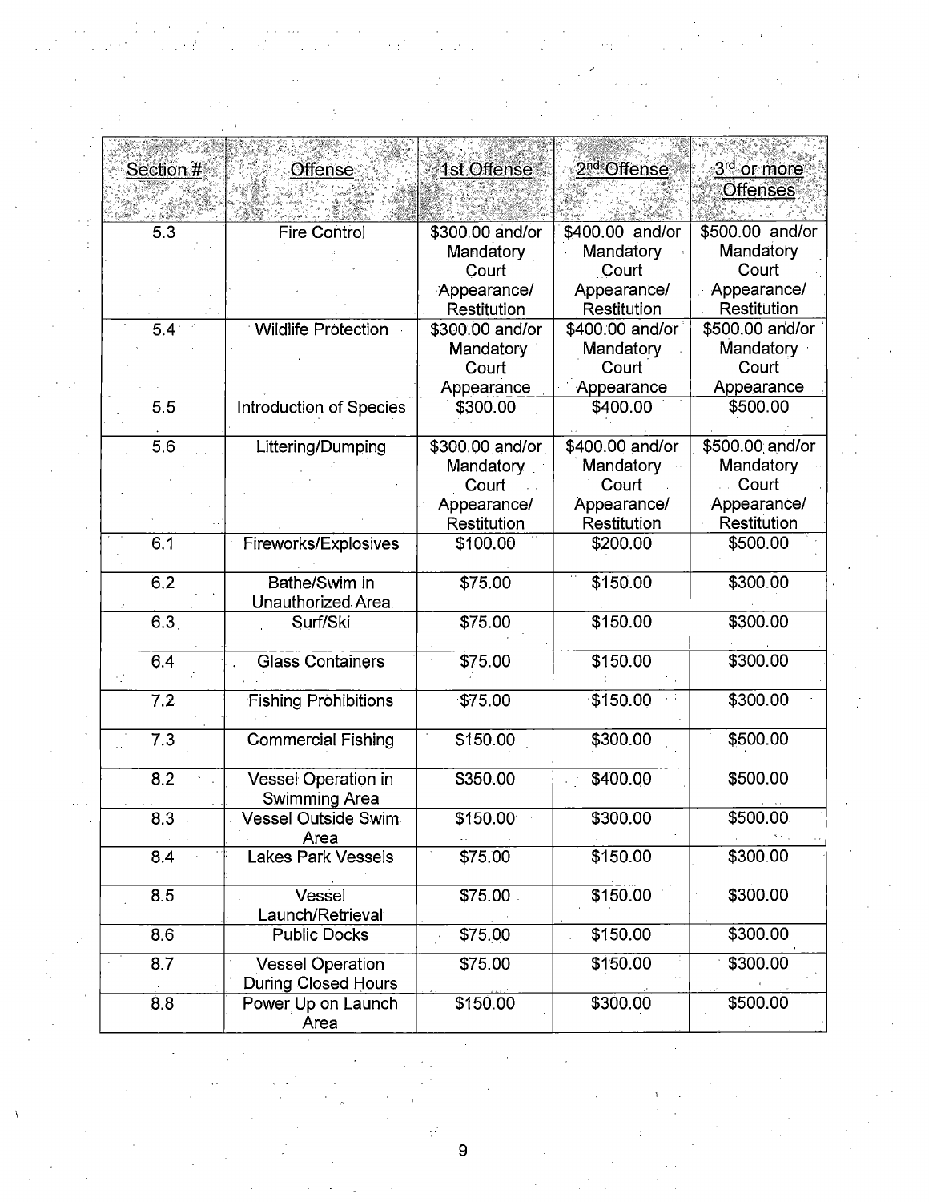| Section # | Offense | 1st Offense | 2nd Offense | 3rd or more Offenses |
|---|---|---|---|---|
| 5.3 | Fire Control | $300.00 and/or Mandatory Court Appearance/ Restitution | $400.00 and/or Mandatory Court Appearance/ Restitution | $500.00 and/or Mandatory Court Appearance/ Restitution |
| 5.4 | Wildlife Protection | $300.00 and/or Mandatory Court Appearance | $400.00 and/or Mandatory Court Appearance | $500.00 and/or Mandatory Court Appearance |
| 5.5 | Introduction of Species | $300.00 | $400.00 | $500.00 |
| 5.6 | Littering/Dumping | $300.00 and/or Mandatory Court Appearance/ Restitution | $400.00 and/or Mandatory Court Appearance/ Restitution | $500.00 and/or Mandatory Court Appearance/ Restitution |
| 6.1 | Fireworks/Explosives | $100.00 | $200.00 | $500.00 |
| 6.2 | Bathe/Swim in Unauthorized Area | $75.00 | $150.00 | $300.00 |
| 6.3 | Surf/Ski | $75.00 | $150.00 | $300.00 |
| 6.4 | Glass Containers | $75.00 | $150.00 | $300.00 |
| 7.2 | Fishing Prohibitions | $75.00 | $150.00 | $300.00 |
| 7.3 | Commercial Fishing | $150.00 | $300.00 | $500.00 |
| 8.2 | Vessel Operation in Swimming Area | $350.00 | $400.00 | $500.00 |
| 8.3 | Vessel Outside Swim Area | $150.00 | $300.00 | $500.00 |
| 8.4 | Lakes Park Vessels | $75.00 | $150.00 | $300.00 |
| 8.5 | Vessel Launch/Retrieval | $75.00 | $150.00 | $300.00 |
| 8.6 | Public Docks | $75.00 | $150.00 | $300.00 |
| 8.7 | Vessel Operation During Closed Hours | $75.00 | $150.00 | $300.00 |
| 8.8 | Power Up on Launch Area | $150.00 | $300.00 | $500.00 |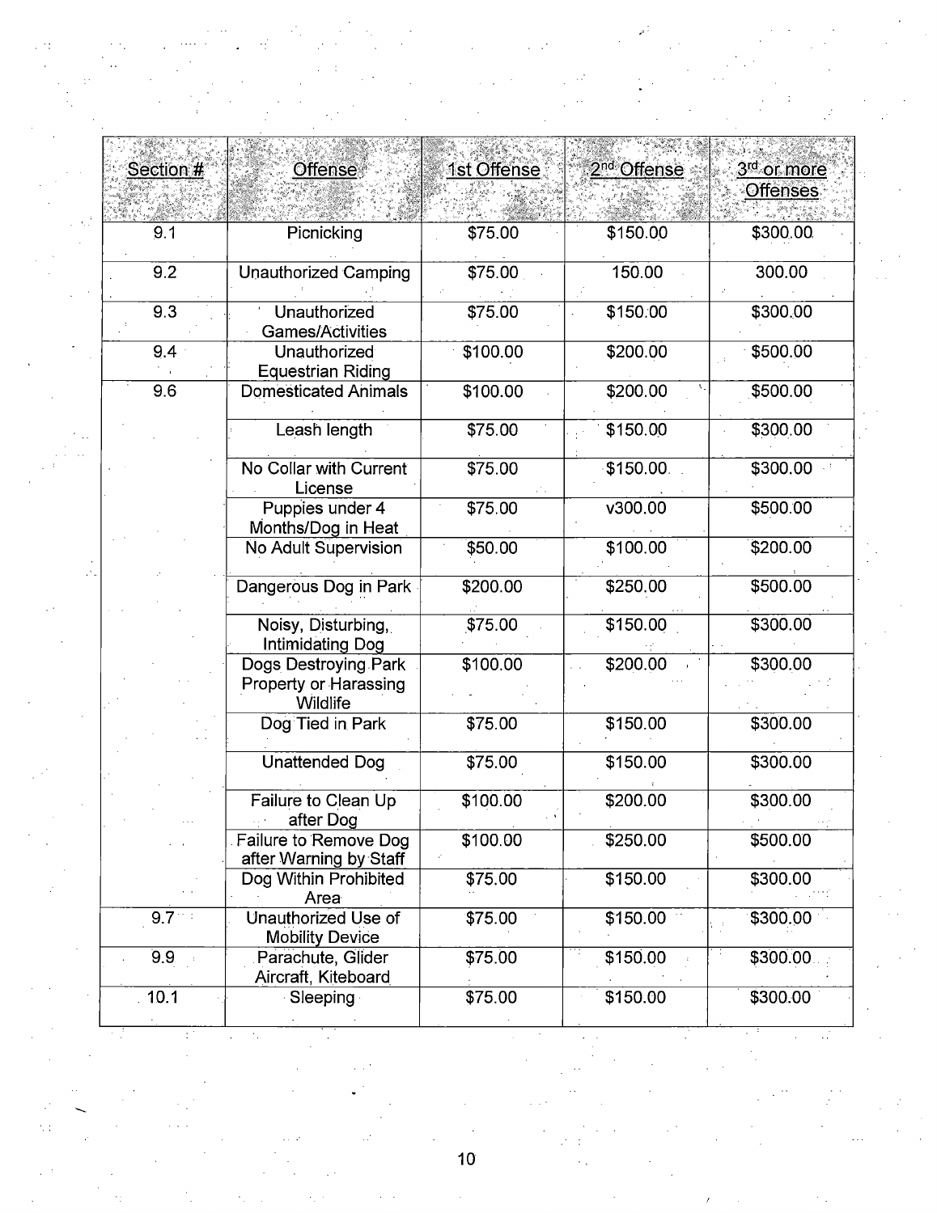| Section # | Offense | 1st Offense | 2nd Offense | 3rd or more Offenses |
|---|---|---|---|---|
| 9.1 | Picnicking | $75.00 | $150.00 | $300.00 |
| 9.2 | Unauthorized Camping | $75.00 | 150.00 | 300.00 |
| 9.3 | Unauthorized Games/Activities | $75.00 | $150.00 | $300.00 |
| 9.4 | Unauthorized Equestrian Riding | $100.00 | $200.00 | $500.00 |
| 9.6 | Domesticated Animals | $100.00 | $200.00 | $500.00 |
| | Leash length | $75.00 | $150.00 | $300.00 |
| | No Collar with Current License | $75.00 | $150.00 | $300.00 |
| | Puppies under 4 Months/Dog in Heat | $75.00 | v300.00 | $500.00 |
| | No Adult Supervision | $50.00 | $100.00 | $200.00 |
| | Dangerous Dog in Park | $200.00 | $250.00 | $500.00 |
| | Noisy, Disturbing, Intimidating Dog | $75.00 | $150.00 | $300.00 |
| | Dogs Destroying Park Property or Harassing Wildlife | $100.00 | $200.00 | $300.00 |
| | Dog Tied in Park | $75.00 | $150.00 | $300.00 |
| | Unattended Dog | $75.00 | $150.00 | $300.00 |
| | Failure to Clean Up after Dog | $100.00 | $200.00 | $300.00 |
| | Failure to Remove Dog after Warning by Staff | $100.00 | $250.00 | $500.00 |
| | Dog Within Prohibited Area | $75.00 | $150.00 | $300.00 |
| 9.7 | Unauthorized Use of Mobility Device | $75.00 | $150.00 | $300.00 |
| 9.9 | Parachute, Glider Aircraft, Kiteboard | $75.00 | $150.00 | $300.00 |
| 10.1 | Sleeping | $75.00 | $150.00 | $300.00 |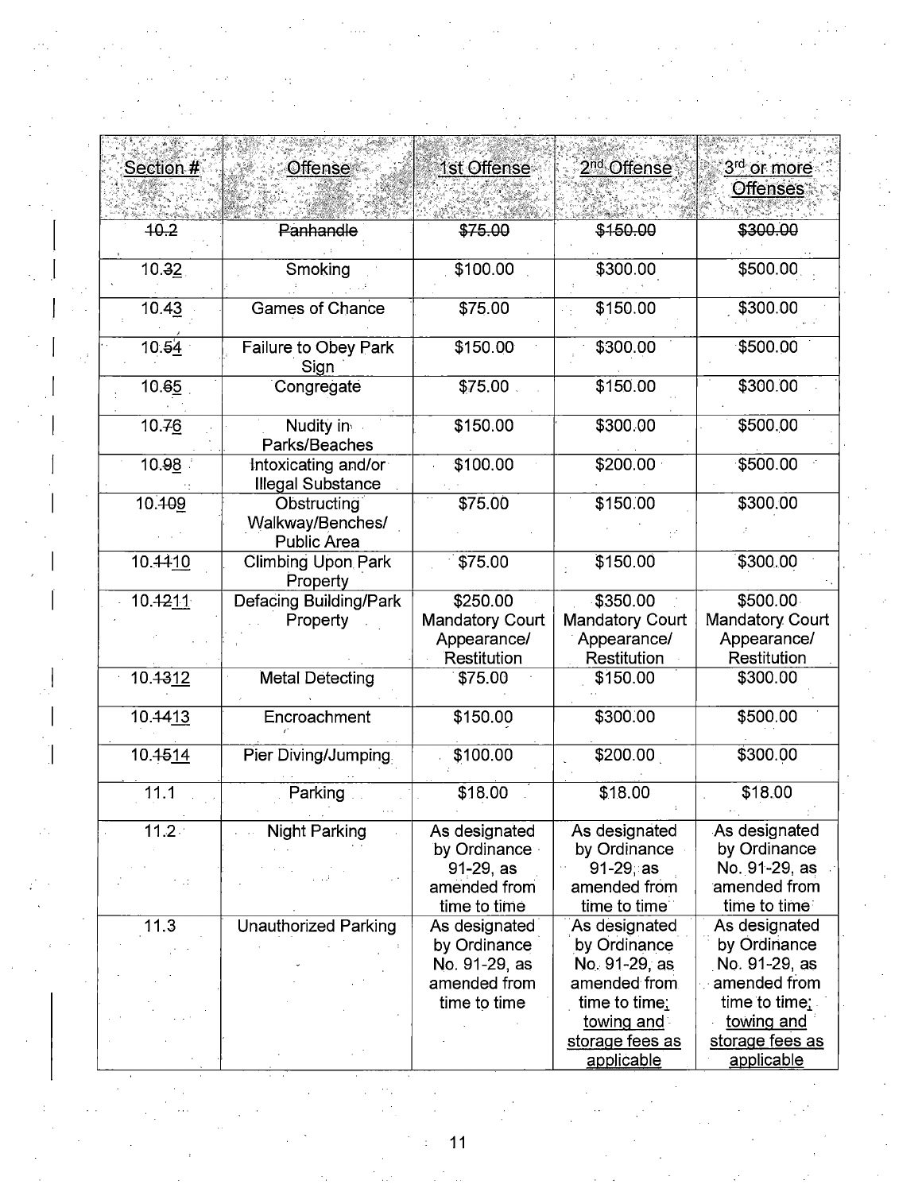| Section # | Offense | 1st Offense | 2nd Offense | 3rd or more Offenses |
|---|---|---|---|---|
| ~~10.2~~ | ~~Panhandle~~ | ~~$75.00~~ | ~~$150.00~~ | ~~$300.00~~ |
| 10.~~3~~2 | Smoking | $100.00 | $300.00 | $500.00 |
| 10.~~4~~3 | Games of Chance | $75.00 | $150.00 | $300.00 |
| 10.~~5~~4 | Failure to Obey Park Sign | $150.00 | $300.00 | $500.00 |
| 10.~~6~~5 | Congregate | $75.00 | $150.00 | $300.00 |
| 10.~~7~~6 | Nudity in Parks/Beaches | $150.00 | $300.00 | $500.00 |
| 10.~~9~~8 | Intoxicating and/or Illegal Substance | $100.00 | $200.00 | $500.00 |
| 10.~~10~~9 | Obstructing Walkway/Benches/ Public Area | $75.00 | $150.00 | $300.00 |
| 10.~~11~~10 | Climbing Upon Park Property | $75.00 | $150.00 | $300.00 |
| 10.~~12~~11 | Defacing Building/Park Property | $250.00 Mandatory Court Appearance/ Restitution | $350.00 Mandatory Court Appearance/ Restitution | $500.00 Mandatory Court Appearance/ Restitution |
| 10.~~13~~12 | Metal Detecting | $75.00 | $150.00 | $300.00 |
| 10.~~14~~13 | Encroachment | $150.00 | $300.00 | $500.00 |
| 10.~~15~~14 | Pier Diving/Jumping | $100.00 | $200.00 | $300.00 |
| 11.1 | Parking | $18.00 | $18.00 | $18.00 |
| 11.2 | Night Parking | As designated by Ordinance 91-29, as amended from time to time | As designated by Ordinance 91-29, as amended from time to time | As designated by Ordinance No. 91-29, as amended from time to time |
| 11.3 | Unauthorized Parking | As designated by Ordinance No. 91-29, as amended from time to time | As designated by Ordinance No. 91-29, as amended from time to time; towing and storage fees as applicable | As designated by Ordinance No. 91-29, as amended from time to time; towing and storage fees as applicable |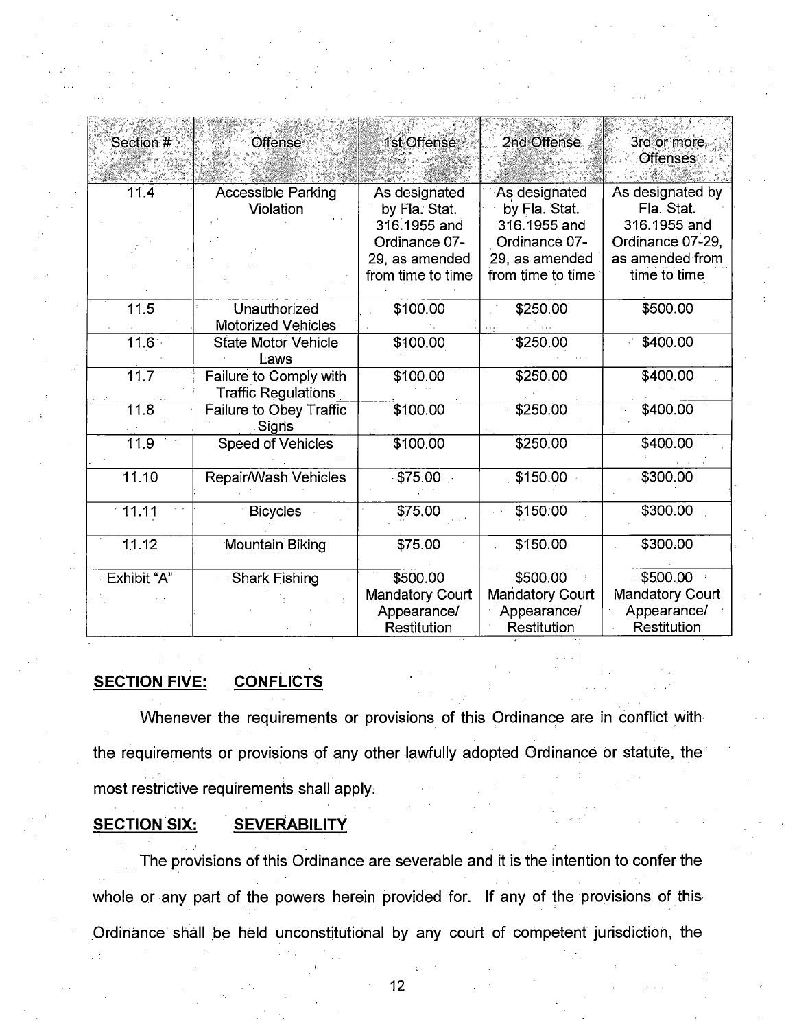| Section # | Offense | 1st Offense | 2nd Offense | 3rd or more Offenses |
|---|---|---|---|---|
| 11.4 | Accessible Parking Violation | As designated by Fla. Stat. 316.1955 and Ordinance 07-29, as amended from time to time | As designated by Fla. Stat. 316.1955 and Ordinance 07-29, as amended from time to time | As designated by Fla. Stat. 316.1955 and Ordinance 07-29, as amended from time to time |
| 11.5 | Unauthorized Motorized Vehicles | $100.00 | $250.00 | $500.00 |
| 11.6 | State Motor Vehicle Laws | $100.00 | $250.00 | $400.00 |
| 11.7 | Failure to Comply with Traffic Regulations | $100.00 | $250.00 | $400.00 |
| 11.8 | Failure to Obey Traffic Signs | $100.00 | $250.00 | $400.00 |
| 11.9 | Speed of Vehicles | $100.00 | $250.00 | $400.00 |
| 11.10 | Repair/Wash Vehicles | $75.00 | $150.00 | $300.00 |
| 11.11 | Bicycles | $75.00 | $150.00 | $300.00 |
| 11.12 | Mountain Biking | $75.00 | $150.00 | $300.00 |
| Exhibit "A" | Shark Fishing | $500.00 Mandatory Court Appearance/ Restitution | $500.00 Mandatory Court Appearance/ Restitution | $500.00 Mandatory Court Appearance/ Restitution |

**SECTION FIVE: CONFLICTS**

Whenever the requirements or provisions of this Ordinance are in conflict with the requirements or provisions of any other lawfully adopted Ordinance or statute, the most restrictive requirements shall apply.

**SECTION SIX: SEVERABILITY**

The provisions of this Ordinance are severable and it is the intention to confer the whole or any part of the powers herein provided for. If any of the provisions of this Ordinance shall be held unconstitutional by any court of competent jurisdiction, the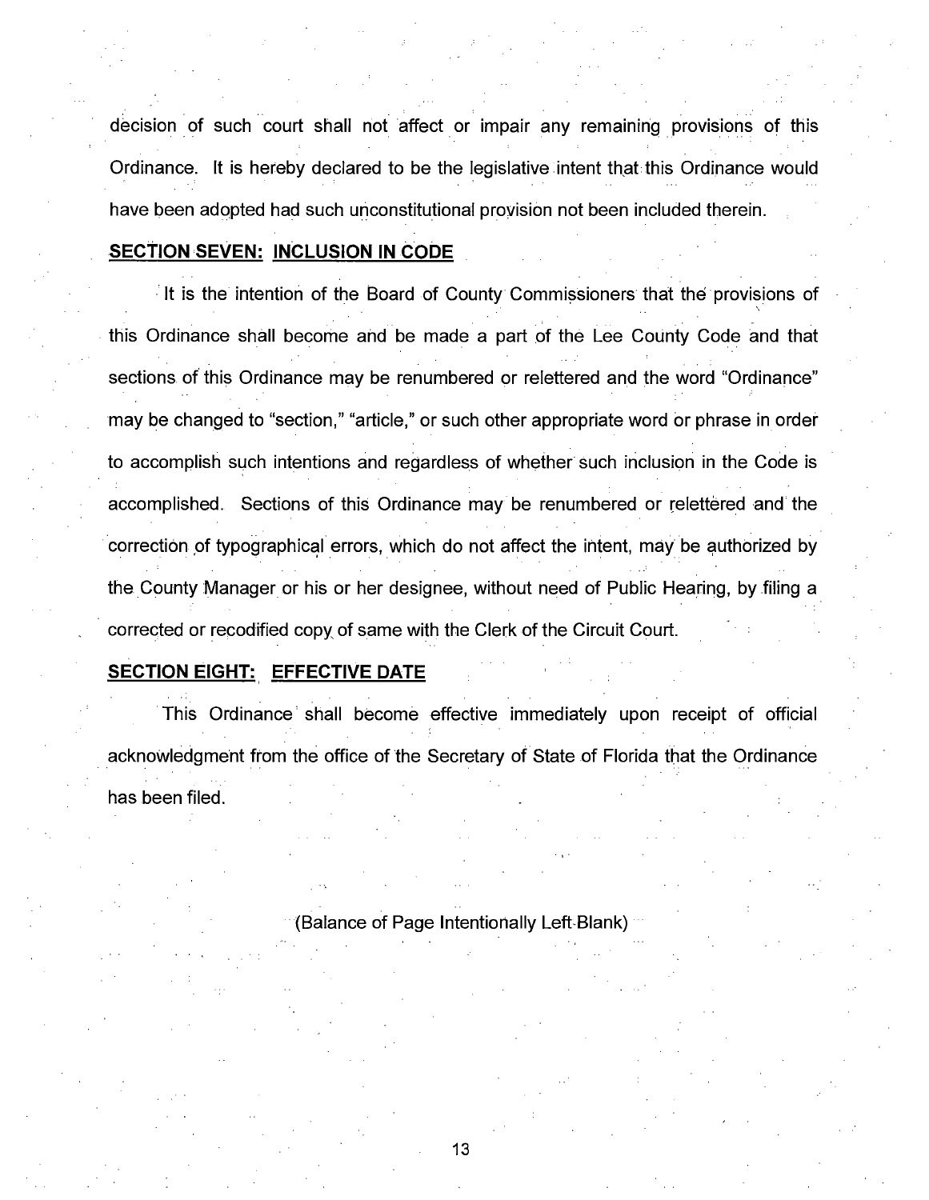decision of such court shall not affect or impair any remaining provisions of this Ordinance. It is hereby declared to be the legislative intent that this Ordinance would have been adopted had such unconstitutional provision not been included therein.

**SECTION SEVEN: INCLUSION IN CODE**

It is the intention of the Board of County Commissioners that the provisions of this Ordinance shall become and be made a part of the Lee County Code and that sections of this Ordinance may be renumbered or relettered and the word "Ordinance" may be changed to "section," "article," or such other appropriate word or phrase in order to accomplish such intentions and regardless of whether such inclusion in the Code is accomplished. Sections of this Ordinance may be renumbered or relettered and the correction of typographical errors, which do not affect the intent, may be authorized by the County Manager or his or her designee, without need of Public Hearing, by filing a corrected or recodified copy of same with the Clerk of the Circuit Court.

**SECTION EIGHT: EFFECTIVE DATE**

This Ordinance shall become effective immediately upon receipt of official acknowledgment from the office of the Secretary of State of Florida that the Ordinance has been filed.

(Balance of Page Intentionally Left Blank)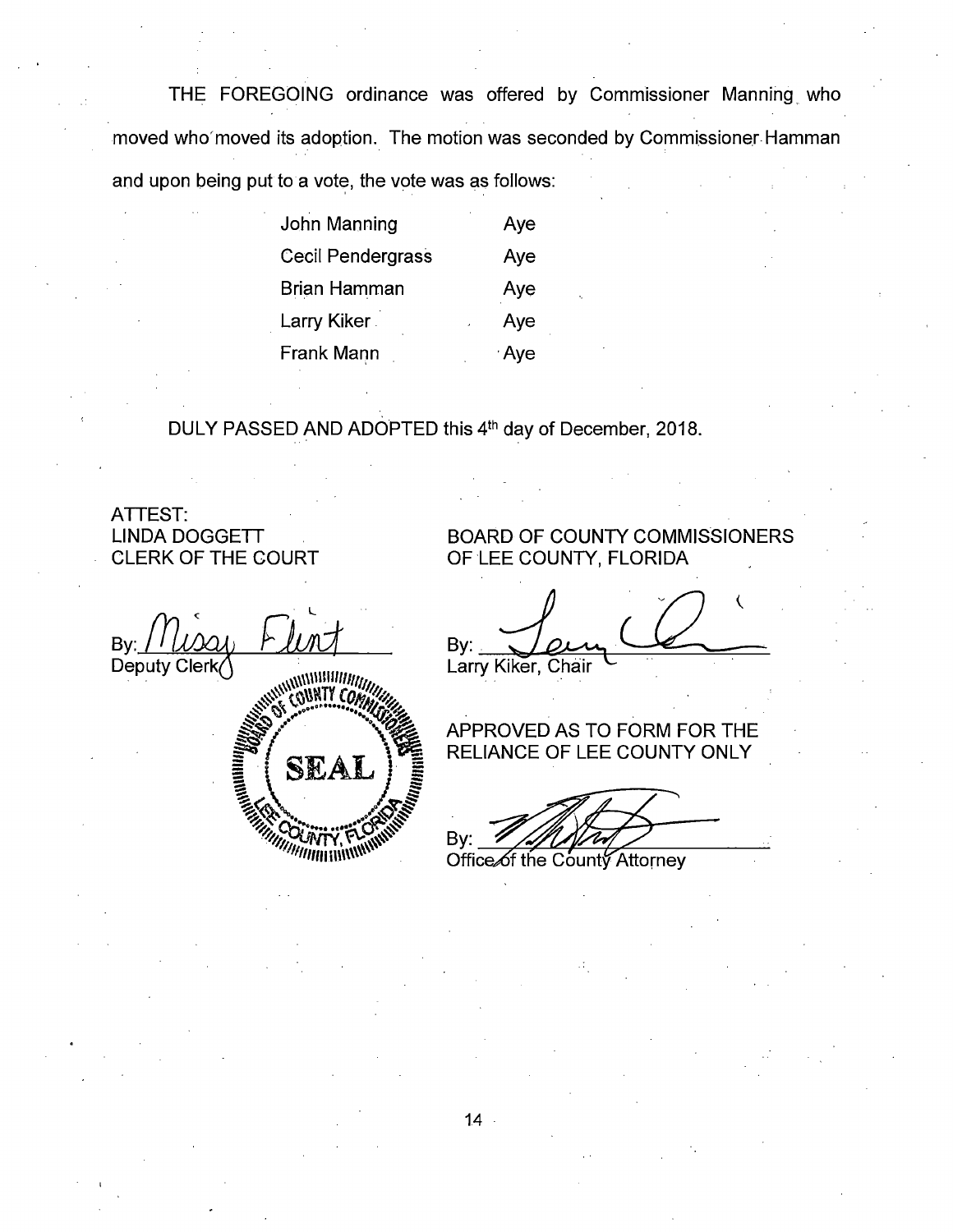THE FOREGOING ordinance was offered by Commissioner Manning who moved who moved its adoption. The motion was seconded by Commissioner Hamman and upon being put to a vote, the vote was as follows:

| | |
|---|---|
| John Manning | Aye |
| Cecil Pendergrass | Aye |
| Brian Hamman | Aye |
| Larry Kiker | Aye |
| Frank Mann | Aye |

DULY PASSED AND ADOPTED this 4th day of December, 2018.

ATTEST:
LINDA DOGGETT
CLERK OF THE COURT

By: Missy Flint
Deputy Clerk

SEAL
BOARD OF COUNTY COMMISSIONERS
LEE COUNTY, FLORIDA

BOARD OF COUNTY COMMISSIONERS
OF LEE COUNTY, FLORIDA

By: ______________________
Larry Kiker, Chair

APPROVED AS TO FORM FOR THE
RELIANCE OF LEE COUNTY ONLY

By: ______________________
Office of the County Attorney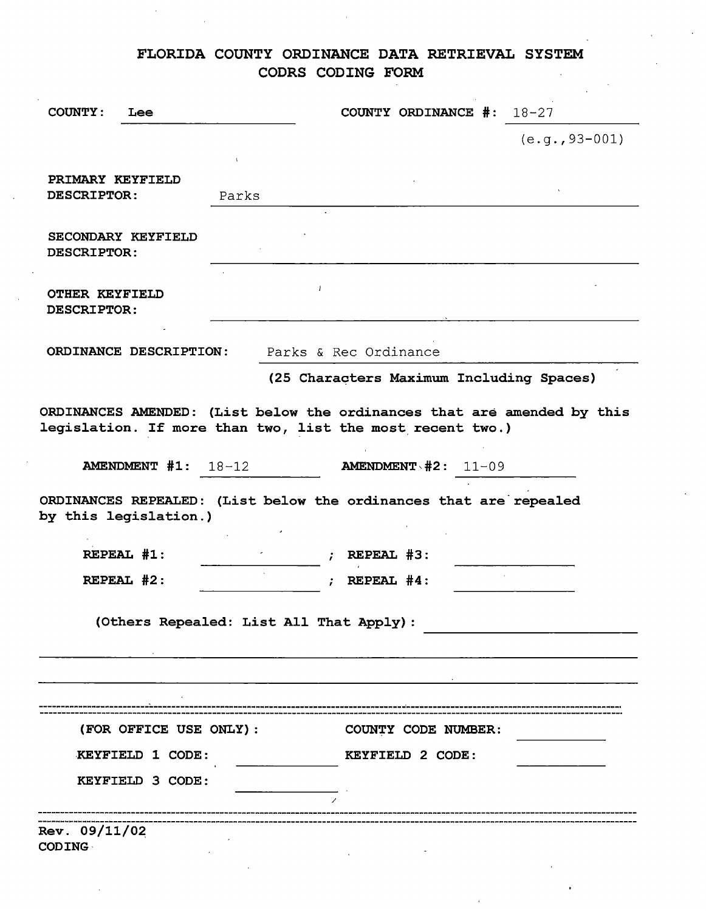# FLORIDA COUNTY ORDINANCE DATA RETRIEVAL SYSTEM

## CODRS CODING FORM

**COUNTY:** Lee

**COUNTY ORDINANCE #:** 18-27
(e.g.,93-001)

**PRIMARY KEYFIELD DESCRIPTOR:** Parks

**SECONDARY KEYFIELD DESCRIPTOR:**

**OTHER KEYFIELD DESCRIPTOR:**

**ORDINANCE DESCRIPTION:** Parks & Rec Ordinance
**(25 Characters Maximum Including Spaces)**

**ORDINANCES AMENDED: (List below the ordinances that are amended by this legislation. If more than two, list the most recent two.)**

**AMENDMENT #1:** 18-12 **AMENDMENT #2:** 11-09

**ORDINANCES REPEALED: (List below the ordinances that are repealed by this legislation.)**

**REPEAL #1:** ______ ; **REPEAL #3:** ______

**REPEAL #2:** ______ ; **REPEAL #4:** ______

**(Others Repealed: List All That Apply):** ______

---

**(FOR OFFICE USE ONLY):** **COUNTY CODE NUMBER:** ______

**KEYFIELD 1 CODE:** ______ **KEYFIELD 2 CODE:** ______

**KEYFIELD 3 CODE:** ______

---

**Rev. 09/11/02**
**CODING**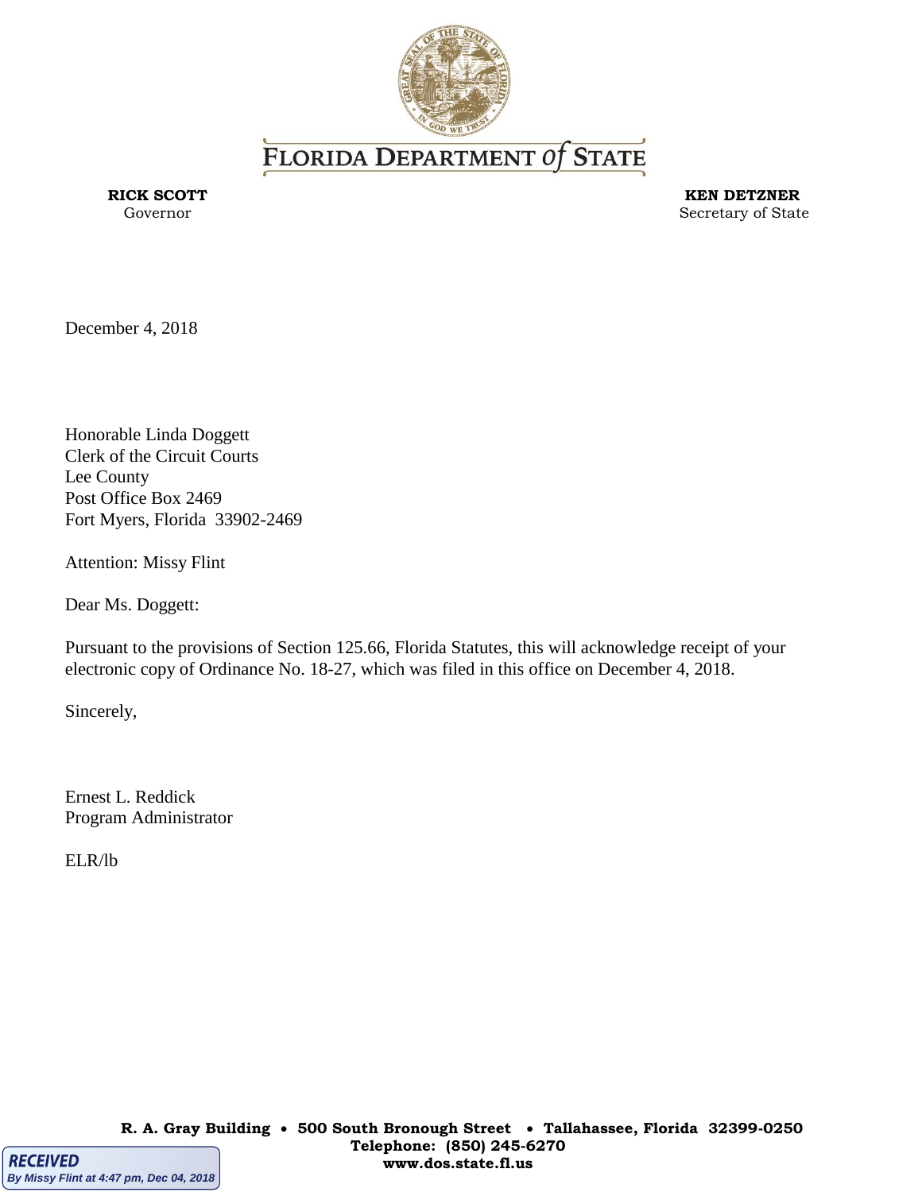FLORIDA DEPARTMENT *of* STATE

**RICK SCOTT**
Governor

**KEN DETZNER**
Secretary of State

December 4, 2018

Honorable Linda Doggett
Clerk of the Circuit Courts
Lee County
Post Office Box 2469
Fort Myers, Florida 33902-2469

Attention: Missy Flint

Dear Ms. Doggett:

Pursuant to the provisions of Section 125.66, Florida Statutes, this will acknowledge receipt of your electronic copy of Ordinance No. 18-27, which was filed in this office on December 4, 2018.

Sincerely,

Ernest L. Reddick
Program Administrator

ELR/lb

**R. A. Gray Building • 500 South Bronough Street • Tallahassee, Florida 32399-0250**
**Telephone: (850) 245-6270**
**www.dos.state.fl.us**

***RECEIVED***
***By Missy Flint at 4:47 pm, Dec 04, 2018***